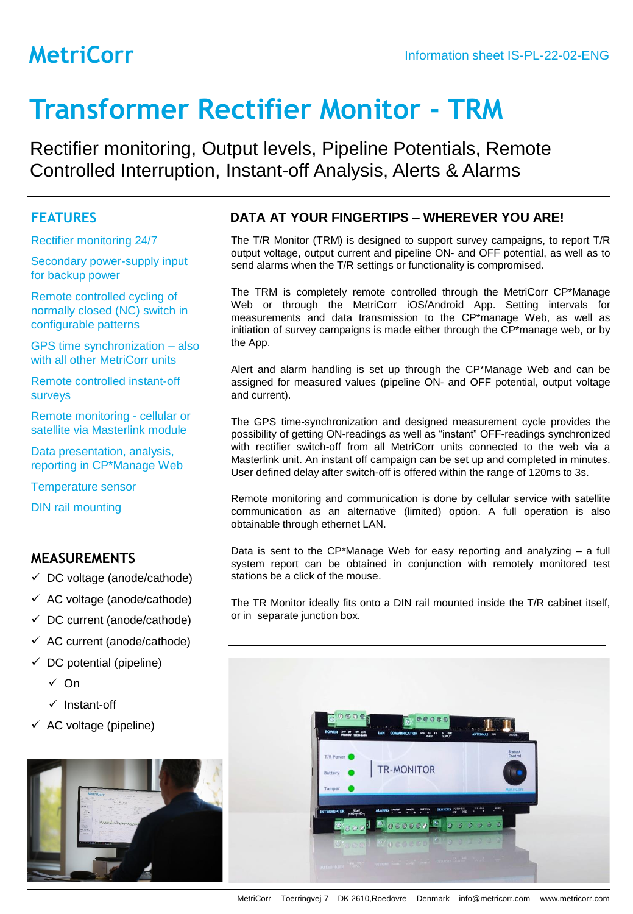MetriCorr

Information sheet IS-PL-22-02-ENG

# Transformer Rectifier Monitor - TRM

Rectifier monitoring, Output levels, Pipeline Potentials, Remote Controlled Interruption, Instant-off Analysis, Alerts & Alarms

## FEATURES

Rectifier monitoring 24/7

Secondary power-supply input for backup power

Remote controlled cycling of normally closed (NC) switch in configurable patterns

GPS time synchronization – also with all other MetriCorr units

Remote controlled instant-off surveys

Remote monitoring - cellular or satellite via Masterlink module

Data presentation, analysis, reporting in CP*Manage Web

Temperature sensor

DIN rail mounting

## MEASUREMENTS

- ✓ DC voltage (anode/cathode)
- ✓ AC voltage (anode/cathode)
- ✓ DC current (anode/cathode)
- ✓ AC current (anode/cathode)
- ✓ DC potential (pipeline)
  - ✓ On
  - ✓ Instant-off
- ✓ AC voltage (pipeline)

## DATA AT YOUR FINGERTIPS – WHEREVER YOU ARE!

The T/R Monitor (TRM) is designed to support survey campaigns, to report T/R output voltage, output current and pipeline ON- and OFF potential, as well as to send alarms when the T/R settings or functionality is compromised.

The TRM is completely remote controlled through the MetriCorr CP*Manage Web or through the MetriCorr iOS/Android App. Setting intervals for measurements and data transmission to the CP*manage Web, as well as initiation of survey campaigns is made either through the CP*manage web, or by the App.

Alert and alarm handling is set up through the CP*Manage Web and can be assigned for measured values (pipeline ON- and OFF potential, output voltage and current).

The GPS time-synchronization and designed measurement cycle provides the possibility of getting ON-readings as well as "instant" OFF-readings synchronized with rectifier switch-off from all MetriCorr units connected to the web via a Masterlink unit. An instant off campaign can be set up and completed in minutes. User defined delay after switch-off is offered within the range of 120ms to 3s.

Remote monitoring and communication is done by cellular service with satellite communication as an alternative (limited) option. A full operation is also obtainable through ethernet LAN.

Data is sent to the CP*Manage Web for easy reporting and analyzing – a full system report can be obtained in conjunction with remotely monitored test stations be a click of the mouse.

The TR Monitor ideally fits onto a DIN rail mounted inside the T/R cabinet itself, or in separate junction box.

MetriCorr – Toerringvej 7 – DK 2610,Roedovre – Denmark – info@metricorr.com – www.metricorr.com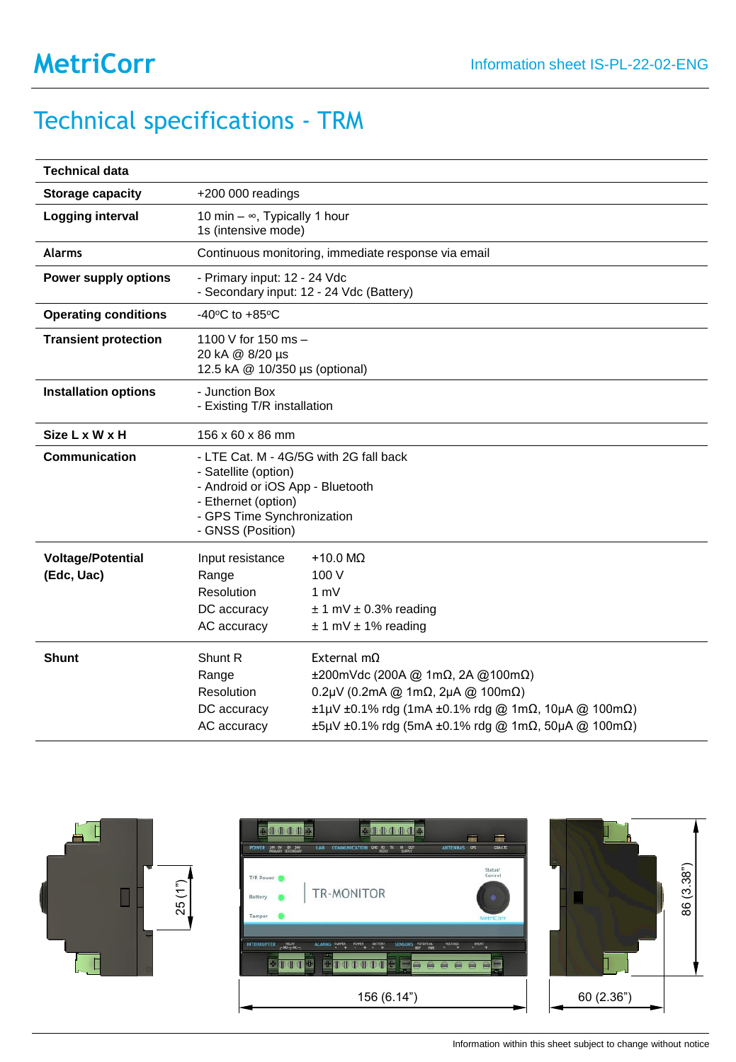MetriCorr

Information sheet IS-PL-22-02-ENG

# Technical specifications - TRM

| Technical data | | |
|---|---|---|
| **Storage capacity** | +200 000 readings | |
| **Logging interval** | 10 min – ∞, Typically 1 hour<br>1s (intensive mode) | |
| **Alarms** | Continuous monitoring, immediate response via email | |
| **Power supply options** | - Primary input: 12 - 24 Vdc<br>- Secondary input: 12 - 24 Vdc (Battery) | |
| **Operating conditions** | -40ºC to +85ºC | |
| **Transient protection** | 1100 V for 150 ms –<br>20 kA @ 8/20 µs<br>12.5 kA @ 10/350 µs (optional) | |
| **Installation options** | - Junction Box<br>- Existing T/R installation | |
| **Size L x W x H** | 156 x 60 x 86 mm | |
| **Communication** | - LTE Cat. M - 4G/5G with 2G fall back<br>- Satellite (option)<br>- Android or iOS App - Bluetooth<br>- Ethernet (option)<br>- GPS Time Synchronization<br>- GNSS (Position) | |
| **Voltage/Potential (Edc, Uac)** | Input resistance<br>Range<br>Resolution<br>DC accuracy<br>AC accuracy | +10.0 MΩ<br>100 V<br>1 mV<br>± 1 mV ± 0.3% reading<br>± 1 mV ± 1% reading |
| **Shunt** | Shunt R<br>Range<br>Resolution<br>DC accuracy<br>AC accuracy | External mΩ<br>±200mVdc (200A @ 1mΩ, 2A @100mΩ)<br>0.2µV (0.2mA @ 1mΩ, 2µA @ 100mΩ)<br>±1µV ±0.1% rdg (1mA ±0.1% rdg @ 1mΩ, 10µA @ 100mΩ)<br>±5µV ±0.1% rdg (5mA ±0.1% rdg @ 1mΩ, 50µA @ 100mΩ) |

25 (1")

156 (6.14")

60 (2.36")

86 (3.38")

Information within this sheet subject to change without notice